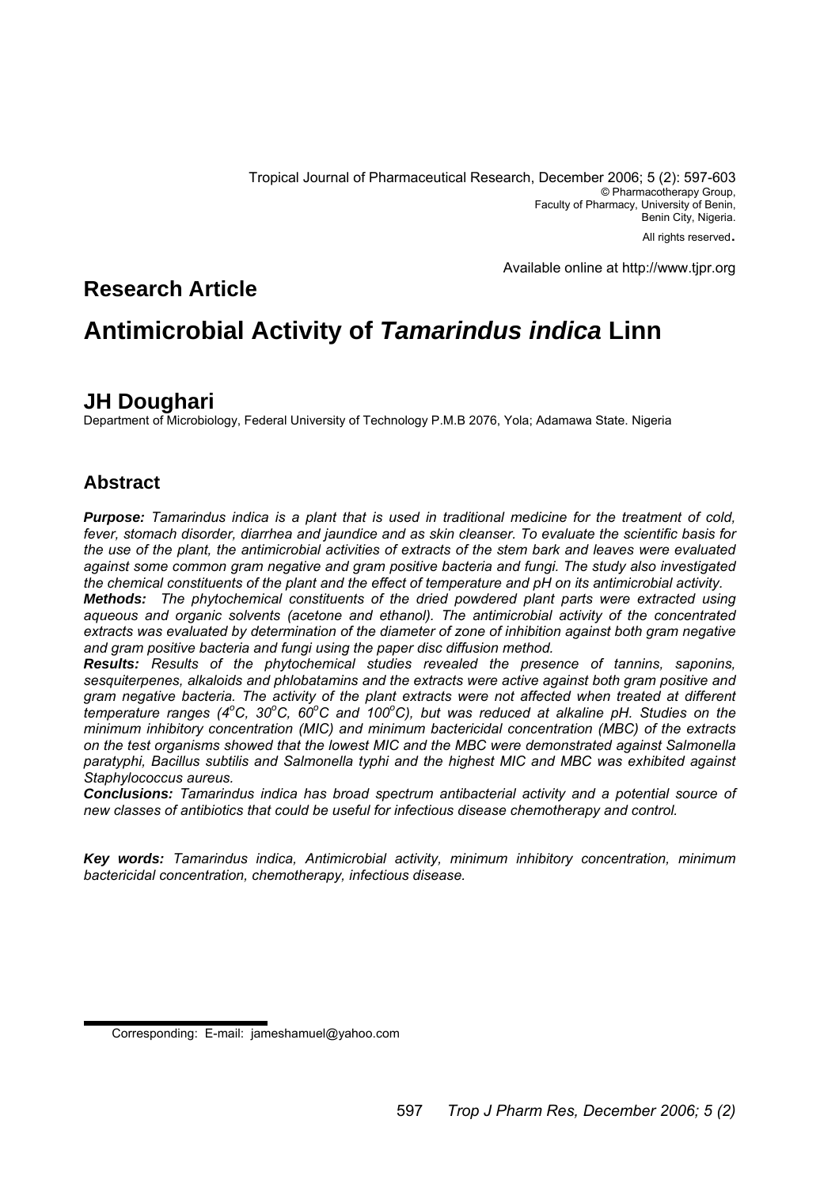Tropical Journal of Pharmaceutical Research, December 2006; 5 (2): 597-603
© Pharmacotherapy Group,
Faculty of Pharmacy, University of Benin,
Benin City, Nigeria.
All rights reserved.

Available online at http://www.tjpr.org

## Research Article

# Antimicrobial Activity of *Tamarindus indica* Linn

## JH Doughari

Department of Microbiology, Federal University of Technology P.M.B 2076, Yola; Adamawa State. Nigeria

## Abstract

***Purpose:*** *Tamarindus indica is a plant that is used in traditional medicine for the treatment of cold, fever, stomach disorder, diarrhea and jaundice and as skin cleanser. To evaluate the scientific basis for the use of the plant, the antimicrobial activities of extracts of the stem bark and leaves were evaluated against some common gram negative and gram positive bacteria and fungi. The study also investigated the chemical constituents of the plant and the effect of temperature and pH on its antimicrobial activity.*

***Methods:*** *The phytochemical constituents of the dried powdered plant parts were extracted using aqueous and organic solvents (acetone and ethanol). The antimicrobial activity of the concentrated extracts was evaluated by determination of the diameter of zone of inhibition against both gram negative and gram positive bacteria and fungi using the paper disc diffusion method.*

***Results:*** *Results of the phytochemical studies revealed the presence of tannins, saponins, sesquiterpenes, alkaloids and phlobatamins and the extracts were active against both gram positive and gram negative bacteria. The activity of the plant extracts were not affected when treated at different temperature ranges ($4^oC$, $30^oC$, $60^oC$ and $100^oC$), but was reduced at alkaline pH. Studies on the minimum inhibitory concentration (MIC) and minimum bactericidal concentration (MBC) of the extracts on the test organisms showed that the lowest MIC and the MBC were demonstrated against Salmonella paratyphi, Bacillus subtilis and Salmonella typhi and the highest MIC and MBC was exhibited against Staphylococcus aureus.*

***Conclusions:*** *Tamarindus indica has broad spectrum antibacterial activity and a potential source of new classes of antibiotics that could be useful for infectious disease chemotherapy and control.*

***Key words:*** *Tamarindus indica, Antimicrobial activity, minimum inhibitory concentration, minimum bactericidal concentration, chemotherapy, infectious disease.*

Corresponding: E-mail: jameshamuel@yahoo.com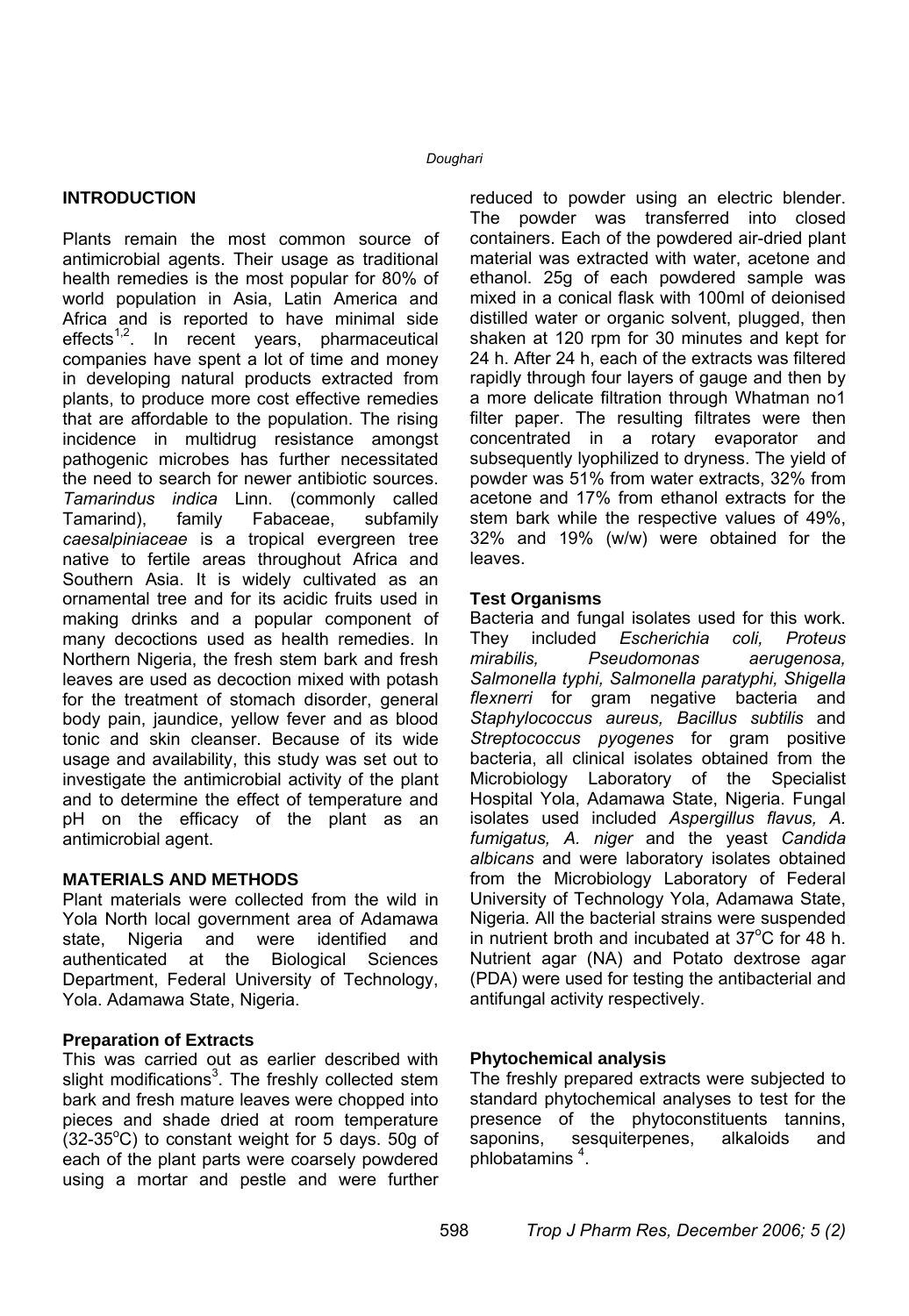## INTRODUCTION

Plants remain the most common source of antimicrobial agents. Their usage as traditional health remedies is the most popular for 80% of world population in Asia, Latin America and Africa and is reported to have minimal side effects[1,2]. In recent years, pharmaceutical companies have spent a lot of time and money in developing natural products extracted from plants, to produce more cost effective remedies that are affordable to the population. The rising incidence in multidrug resistance amongst pathogenic microbes has further necessitated the need to search for newer antibiotic sources. *Tamarindus indica* Linn. (commonly called Tamarind), family Fabaceae, subfamily *caesalpiniaceae* is a tropical evergreen tree native to fertile areas throughout Africa and Southern Asia. It is widely cultivated as an ornamental tree and for its acidic fruits used in making drinks and a popular component of many decoctions used as health remedies. In Northern Nigeria, the fresh stem bark and fresh leaves are used as decoction mixed with potash for the treatment of stomach disorder, general body pain, jaundice, yellow fever and as blood tonic and skin cleanser. Because of its wide usage and availability, this study was set out to investigate the antimicrobial activity of the plant and to determine the effect of temperature and pH on the efficacy of the plant as an antimicrobial agent.

## MATERIALS AND METHODS

Plant materials were collected from the wild in Yola North local government area of Adamawa state, Nigeria and were identified and authenticated at the Biological Sciences Department, Federal University of Technology, Yola. Adamawa State, Nigeria.

### Preparation of Extracts

This was carried out as earlier described with slight modifications[3]. The freshly collected stem bark and fresh mature leaves were chopped into pieces and shade dried at room temperature (32-35$^{o}$C) to constant weight for 5 days. 50g of each of the plant parts were coarsely powdered using a mortar and pestle and were further reduced to powder using an electric blender. The powder was transferred into closed containers. Each of the powdered air-dried plant material was extracted with water, acetone and ethanol. 25g of each powdered sample was mixed in a conical flask with 100ml of deionised distilled water or organic solvent, plugged, then shaken at 120 rpm for 30 minutes and kept for 24 h. After 24 h, each of the extracts was filtered rapidly through four layers of gauge and then by a more delicate filtration through Whatman no1 filter paper. The resulting filtrates were then concentrated in a rotary evaporator and subsequently lyophilized to dryness. The yield of powder was 51% from water extracts, 32% from acetone and 17% from ethanol extracts for the stem bark while the respective values of 49%, 32% and 19% (w/w) were obtained for the leaves.

### Test Organisms

Bacteria and fungal isolates used for this work. They included *Escherichia coli, Proteus mirabilis, Pseudomonas aerugenosa, Salmonella typhi, Salmonella paratyphi, Shigella flexnerri* for gram negative bacteria and *Staphylococcus aureus, Bacillus subtilis* and *Streptococcus pyogenes* for gram positive bacteria, all clinical isolates obtained from the Microbiology Laboratory of the Specialist Hospital Yola, Adamawa State, Nigeria. Fungal isolates used included *Aspergillus flavus, A. fumigatus, A. niger* and the yeast *Candida albicans* and were laboratory isolates obtained from the Microbiology Laboratory of Federal University of Technology Yola, Adamawa State, Nigeria. All the bacterial strains were suspended in nutrient broth and incubated at 37$^{o}$C for 48 h. Nutrient agar (NA) and Potato dextrose agar (PDA) were used for testing the antibacterial and antifungal activity respectively.

### Phytochemical analysis

The freshly prepared extracts were subjected to standard phytochemical analyses to test for the presence of the phytoconstituents tannins, saponins, sesquiterpenes, alkaloids and phlobatamins [4].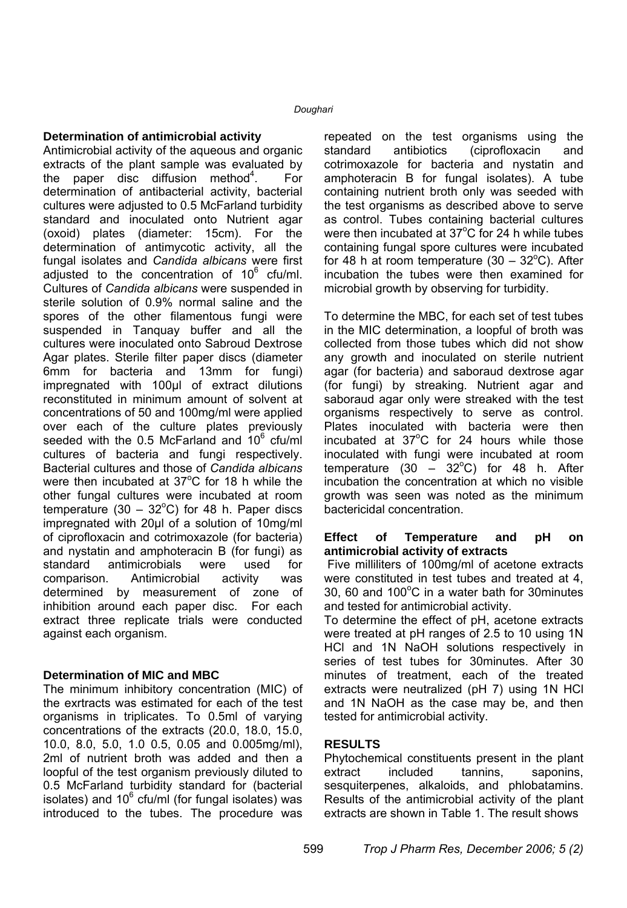**Determination of antimicrobial activity**

Antimicrobial activity of the aqueous and organic extracts of the plant sample was evaluated by the paper disc diffusion method[4]. For determination of antibacterial activity, bacterial cultures were adjusted to 0.5 McFarland turbidity standard and inoculated onto Nutrient agar (oxoid) plates (diameter: 15cm). For the determination of antimycotic activity, all the fungal isolates and *Candida albicans* were first adjusted to the concentration of $10^6$ cfu/ml. Cultures of *Candida albicans* were suspended in sterile solution of 0.9% normal saline and the spores of the other filamentous fungi were suspended in Tanquay buffer and all the cultures were inoculated onto Sabroud Dextrose Agar plates. Sterile filter paper discs (diameter 6mm for bacteria and 13mm for fungi) impregnated with 100µl of extract dilutions reconstituted in minimum amount of solvent at concentrations of 50 and 100mg/ml were applied over each of the culture plates previously seeded with the 0.5 McFarland and $10^6$ cfu/ml cultures of bacteria and fungi respectively. Bacterial cultures and those of *Candida albicans* were then incubated at 37°C for 18 h while the other fungal cultures were incubated at room temperature (30 – 32°C) for 48 h. Paper discs impregnated with 20µl of a solution of 10mg/ml of ciprofloxacin and cotrimoxazole (for bacteria) and nystatin and amphoteracin B (for fungi) as standard antimicrobials were used for comparison. Antimicrobial activity was determined by measurement of zone of inhibition around each paper disc. For each extract three replicate trials were conducted against each organism.

**Determination of MIC and MBC**

The minimum inhibitory concentration (MIC) of the exrtracts was estimated for each of the test organisms in triplicates. To 0.5ml of varying concentrations of the extracts (20.0, 18.0, 15.0, 10.0, 8.0, 5.0, 1.0 0.5, 0.05 and 0.005mg/ml), 2ml of nutrient broth was added and then a loopful of the test organism previously diluted to 0.5 McFarland turbidity standard for (bacterial isolates) and $10^6$ cfu/ml (for fungal isolates) was introduced to the tubes. The procedure was repeated on the test organisms using the standard antibiotics (ciprofloxacin and cotrimoxazole for bacteria and nystatin and amphoteracin B for fungal isolates). A tube containing nutrient broth only was seeded with the test organisms as described above to serve as control. Tubes containing bacterial cultures were then incubated at 37°C for 24 h while tubes containing fungal spore cultures were incubated for 48 h at room temperature (30 – 32°C). After incubation the tubes were then examined for microbial growth by observing for turbidity.

To determine the MBC, for each set of test tubes in the MIC determination, a loopful of broth was collected from those tubes which did not show any growth and inoculated on sterile nutrient agar (for bacteria) and saboraud dextrose agar (for fungi) by streaking. Nutrient agar and saboraud agar only were streaked with the test organisms respectively to serve as control. Plates inoculated with bacteria were then incubated at 37°C for 24 hours while those inoculated with fungi were incubated at room temperature (30 – 32°C) for 48 h. After incubation the concentration at which no visible growth was seen was noted as the minimum bactericidal concentration.

**Effect of Temperature and pH on antimicrobial activity of extracts**

Five milliliters of 100mg/ml of acetone extracts were constituted in test tubes and treated at 4, 30, 60 and 100°C in a water bath for 30minutes and tested for antimicrobial activity.

To determine the effect of pH, acetone extracts were treated at pH ranges of 2.5 to 10 using 1N HCl and 1N NaOH solutions respectively in series of test tubes for 30minutes. After 30 minutes of treatment, each of the treated extracts were neutralized (pH 7) using 1N HCl and 1N NaOH as the case may be, and then tested for antimicrobial activity.

**RESULTS**

Phytochemical constituents present in the plant extract included tannins, saponins, sesquiterpenes, alkaloids, and phlobatamins. Results of the antimicrobial activity of the plant extracts are shown in Table 1. The result shows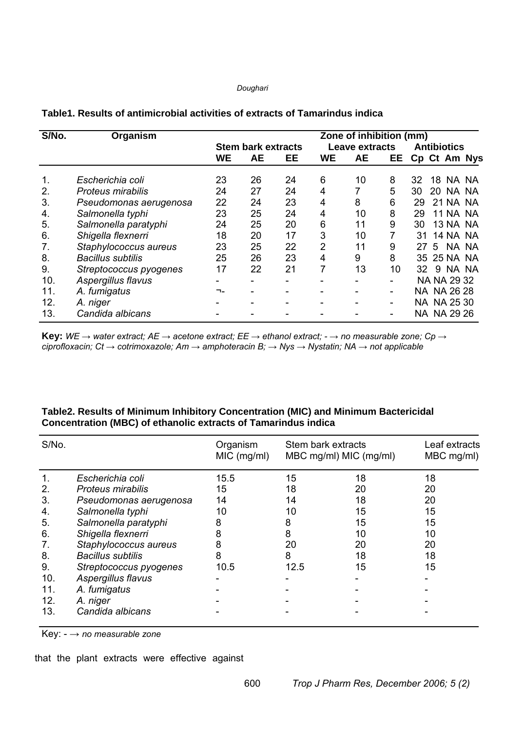**Table1. Results of antimicrobial activities of extracts of Tamarindus indica**

| S/No. | Organism | Zone of inhibition (mm) | | | | | | | | | |
|---|---|---|---|---|---|---|---|---|---|---|---|
| | | Stem bark extracts | | | Leave extracts | | | Antibiotics | | | |
| | | WE | AE | EE | WE | AE | EE | Cp | Ct | Am | Nys |
| 1. | *Escherichia coli* | 23 | 26 | 24 | 6 | 10 | 8 | 32 | 18 | NA | NA |
| 2. | *Proteus mirabilis* | 24 | 27 | 24 | 4 | 7 | 5 | 30 | 20 | NA | NA |
| 3. | *Pseudomonas aerugenosa* | 22 | 24 | 23 | 4 | 8 | 6 | 29 | 21 | NA | NA |
| 4. | *Salmonella typhi* | 23 | 25 | 24 | 4 | 10 | 8 | 29 | 11 | NA | NA |
| 5. | *Salmonella paratyphi* | 24 | 25 | 20 | 6 | 11 | 9 | 30 | 13 | NA | NA |
| 6. | *Shigella flexnerri* | 18 | 20 | 17 | 3 | 10 | 7 | 31 | 14 | NA | NA |
| 7. | *Staphylococcus aureus* | 23 | 25 | 22 | 2 | 11 | 9 | 27 | 5 | NA | NA |
| 8. | *Bacillus subtilis* | 25 | 26 | 23 | 4 | 9 | 8 | 35 | 25 | NA | NA |
| 9. | *Streptococcus pyogenes* | 17 | 22 | 21 | 7 | 13 | 10 | 32 | 9 | NA | NA |
| 10. | *Aspergillus flavus* | - | - | - | - | - | - | NA | NA | 29 | 32 |
| 11. | *A. fumigatus* | ¬- | - | - | - | - | - | NA | NA | 26 | 28 |
| 12. | *A. niger* | - | - | - | - | - | - | NA | NA | 25 | 30 |
| 13. | *Candida albicans* | - | - | - | - | - | - | NA | NA | 29 | 26 |

**Key:** *WE → water extract; AE → acetone extract; EE → ethanol extract; - → no measurable zone; Cp → ciprofloxacin; Ct → cotrimoxazole; Am → amphoteracin B; → Nys → Nystatin; NA → not applicable*

**Table2. Results of Minimum Inhibitory Concentration (MIC) and Minimum Bactericidal Concentration (MBC) of ethanolic extracts of Tamarindus indica**

| S/No. | | Organism MIC (mg/ml) | Stem bark extracts MBC mg/ml) | MIC (mg/ml) | Leaf extracts MBC mg/ml) |
|---|---|---|---|---|---|
| 1. | *Escherichia coli* | 15.5 | 15 | 18 | 18 |
| 2. | *Proteus mirabilis* | 15 | 18 | 20 | 20 |
| 3. | *Pseudomonas aerugenosa* | 14 | 14 | 18 | 20 |
| 4. | *Salmonella typhi* | 10 | 10 | 15 | 15 |
| 5. | *Salmonella paratyphi* | 8 | 8 | 15 | 15 |
| 6. | *Shigella flexnerri* | 8 | 8 | 10 | 10 |
| 7. | *Staphylococcus aureus* | 8 | 20 | 20 | 20 |
| 8. | *Bacillus subtilis* | 8 | 8 | 18 | 18 |
| 9. | *Streptococcus pyogenes* | 10.5 | 12.5 | 15 | 15 |
| 10. | *Aspergillus flavus* | - | - | - | - |
| 11. | *A. fumigatus* | - | - | - | - |
| 12. | *A. niger* | - | - | - | - |
| 13. | *Candida albicans* | - | - | - | - |

Key: - → *no measurable zone*

that the plant extracts were effective against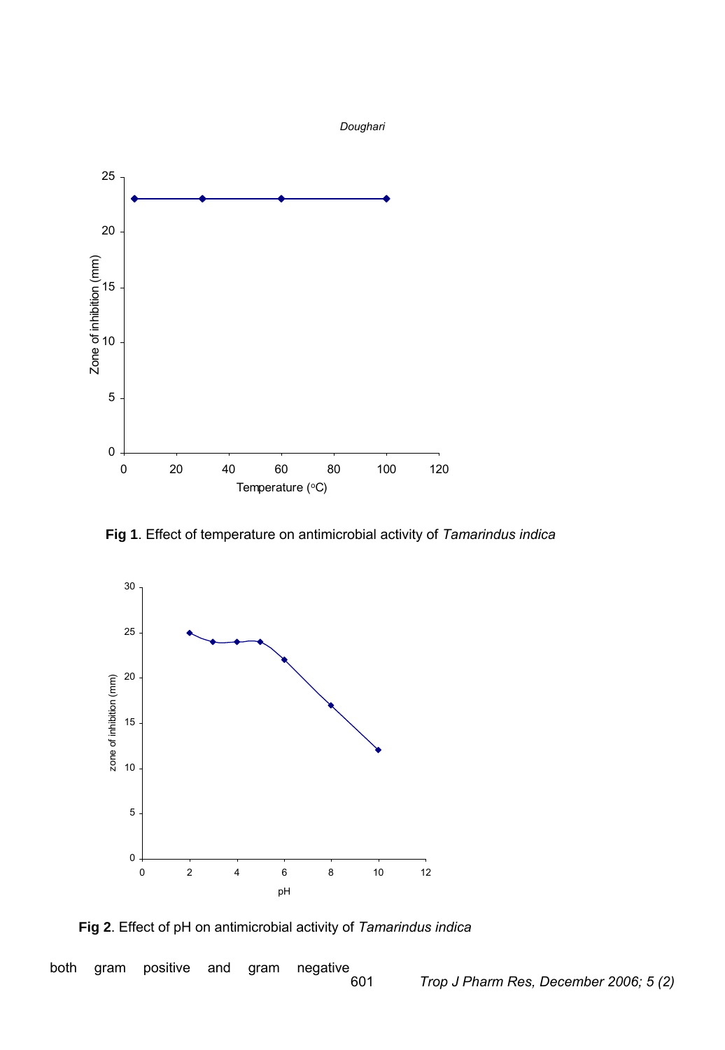Fig 1. Effect of temperature on antimicrobial activity of *Tamarindus indica*

Fig 2. Effect of pH on antimicrobial activity of *Tamarindus indica*

both gram positive and gram negative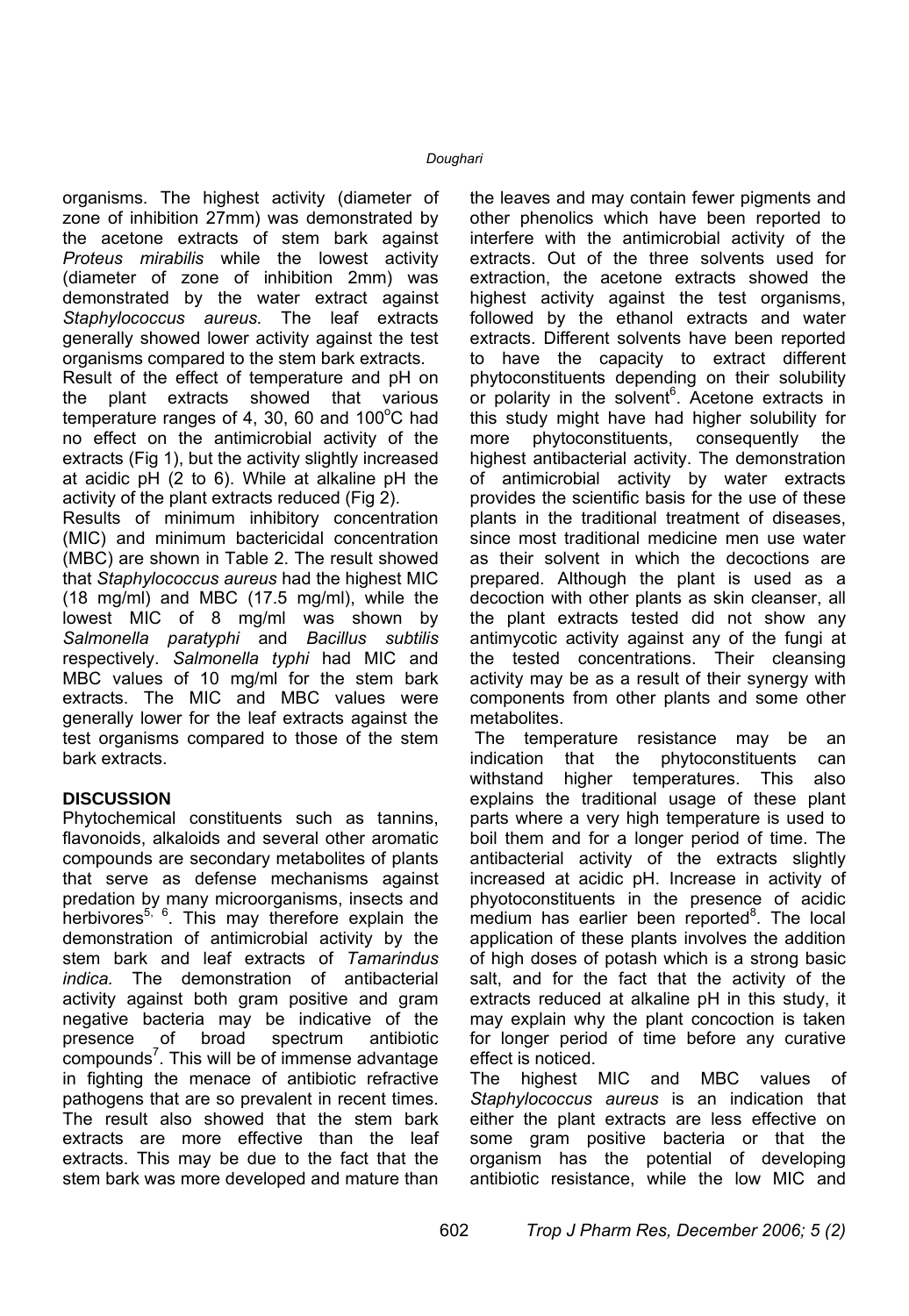organisms. The highest activity (diameter of zone of inhibition 27mm) was demonstrated by the acetone extracts of stem bark against *Proteus mirabilis* while the lowest activity (diameter of zone of inhibition 2mm) was demonstrated by the water extract against *Staphylococcus aureus.* The leaf extracts generally showed lower activity against the test organisms compared to the stem bark extracts.

Result of the effect of temperature and pH on the plant extracts showed that various temperature ranges of 4, 30, 60 and 100$^{o}$C had no effect on the antimicrobial activity of the extracts (Fig 1), but the activity slightly increased at acidic pH (2 to 6). While at alkaline pH the activity of the plant extracts reduced (Fig 2).

Results of minimum inhibitory concentration (MIC) and minimum bactericidal concentration (MBC) are shown in Table 2. The result showed that *Staphylococcus aureus* had the highest MIC (18 mg/ml) and MBC (17.5 mg/ml), while the lowest MIC of 8 mg/ml was shown by *Salmonella paratyphi* and *Bacillus subtilis* respectively. *Salmonella typhi* had MIC and MBC values of 10 mg/ml for the stem bark extracts. The MIC and MBC values were generally lower for the leaf extracts against the test organisms compared to those of the stem bark extracts.

## DISCUSSION

Phytochemical constituents such as tannins, flavonoids, alkaloids and several other aromatic compounds are secondary metabolites of plants that serve as defense mechanisms against predation by many microorganisms, insects and herbivores[5, 6]. This may therefore explain the demonstration of antimicrobial activity by the stem bark and leaf extracts of *Tamarindus indica.* The demonstration of antibacterial activity against both gram positive and gram negative bacteria may be indicative of the presence of broad spectrum antibiotic compounds[7]. This will be of immense advantage in fighting the menace of antibiotic refractive pathogens that are so prevalent in recent times. The result also showed that the stem bark extracts are more effective than the leaf extracts. This may be due to the fact that the stem bark was more developed and mature than the leaves and may contain fewer pigments and other phenolics which have been reported to interfere with the antimicrobial activity of the extracts. Out of the three solvents used for extraction, the acetone extracts showed the highest activity against the test organisms, followed by the ethanol extracts and water extracts. Different solvents have been reported to have the capacity to extract different phytoconstituents depending on their solubility or polarity in the solvent[6]. Acetone extracts in this study might have had higher solubility for more phytoconstituents, consequently the highest antibacterial activity. The demonstration of antimicrobial activity by water extracts provides the scientific basis for the use of these plants in the traditional treatment of diseases, since most traditional medicine men use water as their solvent in which the decoctions are prepared. Although the plant is used as a decoction with other plants as skin cleanser, all the plant extracts tested did not show any antimycotic activity against any of the fungi at the tested concentrations. Their cleansing activity may be as a result of their synergy with components from other plants and some other metabolites.

The temperature resistance may be an indication that the phytoconstituents can withstand higher temperatures. This also explains the traditional usage of these plant parts where a very high temperature is used to boil them and for a longer period of time. The antibacterial activity of the extracts slightly increased at acidic pH. Increase in activity of phyotoconstituents in the presence of acidic medium has earlier been reported[8]. The local application of these plants involves the addition of high doses of potash which is a strong basic salt, and for the fact that the activity of the extracts reduced at alkaline pH in this study, it may explain why the plant concoction is taken for longer period of time before any curative effect is noticed.

The highest MIC and MBC values of *Staphylococcus aureus* is an indication that either the plant extracts are less effective on some gram positive bacteria or that the organism has the potential of developing antibiotic resistance, while the low MIC and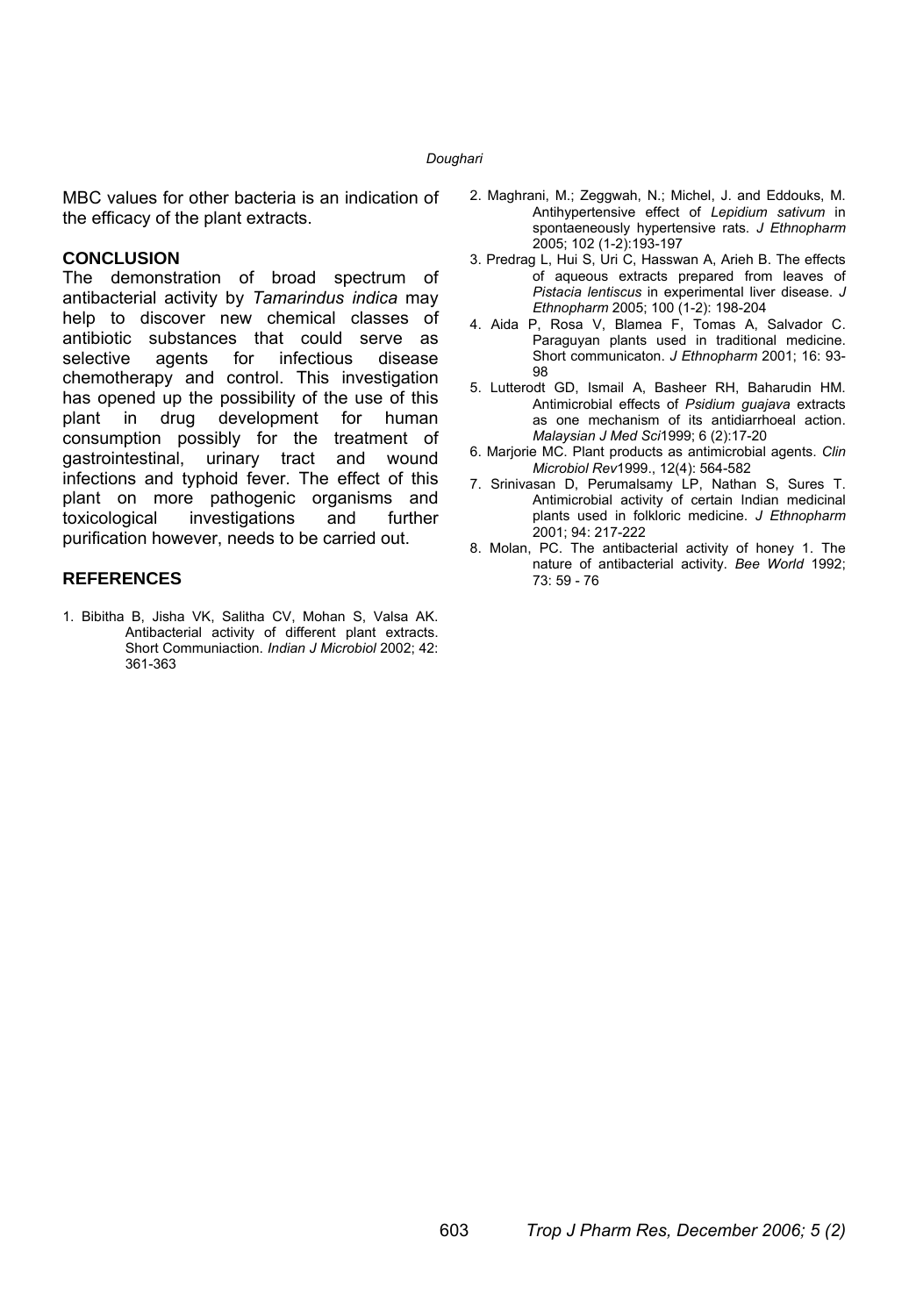MBC values for other bacteria is an indication of the efficacy of the plant extracts.

## CONCLUSION

The demonstration of broad spectrum of antibacterial activity by *Tamarindus indica* may help to discover new chemical classes of antibiotic substances that could serve as selective agents for infectious disease chemotherapy and control. This investigation has opened up the possibility of the use of this plant in drug development for human consumption possibly for the treatment of gastrointestinal, urinary tract and wound infections and typhoid fever. The effect of this plant on more pathogenic organisms and toxicological investigations and further purification however, needs to be carried out.

## REFERENCES

1. Bibitha B, Jisha VK, Salitha CV, Mohan S, Valsa AK. Antibacterial activity of different plant extracts. Short Communiaction. *Indian J Microbiol* 2002; 42: 361-363
2. Maghrani, M.; Zeggwah, N.; Michel, J. and Eddouks, M. Antihypertensive effect of *Lepidium sativum* in spontaeneously hypertensive rats. *J Ethnopharm* 2005; 102 (1-2):193-197
3. Predrag L, Hui S, Uri C, Hasswan A, Arieh B. The effects of aqueous extracts prepared from leaves of *Pistacia lentiscus* in experimental liver disease. *J Ethnopharm* 2005; 100 (1-2): 198-204
4. Aida P, Rosa V, Blamea F, Tomas A, Salvador C. Paraguyan plants used in traditional medicine. Short communicaton. *J Ethnopharm* 2001; 16: 93-98
5. Lutterodt GD, Ismail A, Basheer RH, Baharudin HM. Antimicrobial effects of *Psidium guajava* extracts as one mechanism of its antidiarrhoeal action. *Malaysian J Med Sci*1999; 6 (2):17-20
6. Marjorie MC. Plant products as antimicrobial agents. *Clin Microbiol Rev*1999., 12(4): 564-582
7. Srinivasan D, Perumalsamy LP, Nathan S, Sures T. Antimicrobial activity of certain Indian medicinal plants used in folkloric medicine. *J Ethnopharm* 2001; 94: 217-222
8. Molan, PC. The antibacterial activity of honey 1. The nature of antibacterial activity. *Bee World* 1992; 73: 59 - 76